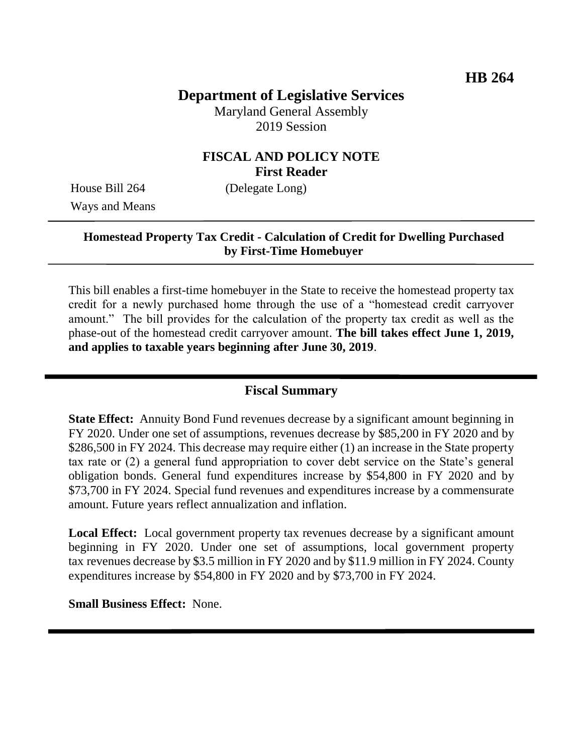**HB 264**

# Department of Legislative Services

Maryland General Assembly
2019 Session

## FISCAL AND POLICY NOTE
**First Reader**

House Bill 264 (Delegate Long)
Ways and Means

---

**Homestead Property Tax Credit - Calculation of Credit for Dwelling Purchased by First-Time Homebuyer**

---

This bill enables a first-time homebuyer in the State to receive the homestead property tax credit for a newly purchased home through the use of a "homestead credit carryover amount." The bill provides for the calculation of the property tax credit as well as the phase-out of the homestead credit carryover amount. **The bill takes effect June 1, 2019, and applies to taxable years beginning after June 30, 2019**.

---

## Fiscal Summary

**State Effect:** Annuity Bond Fund revenues decrease by a significant amount beginning in FY 2020. Under one set of assumptions, revenues decrease by $85,200 in FY 2020 and by $286,500 in FY 2024. This decrease may require either (1) an increase in the State property tax rate or (2) a general fund appropriation to cover debt service on the State's general obligation bonds. General fund expenditures increase by $54,800 in FY 2020 and by $73,700 in FY 2024. Special fund revenues and expenditures increase by a commensurate amount. Future years reflect annualization and inflation.

**Local Effect:** Local government property tax revenues decrease by a significant amount beginning in FY 2020. Under one set of assumptions, local government property tax revenues decrease by $3.5 million in FY 2020 and by $11.9 million in FY 2024. County expenditures increase by $54,800 in FY 2020 and by $73,700 in FY 2024.

**Small Business Effect:** None.

---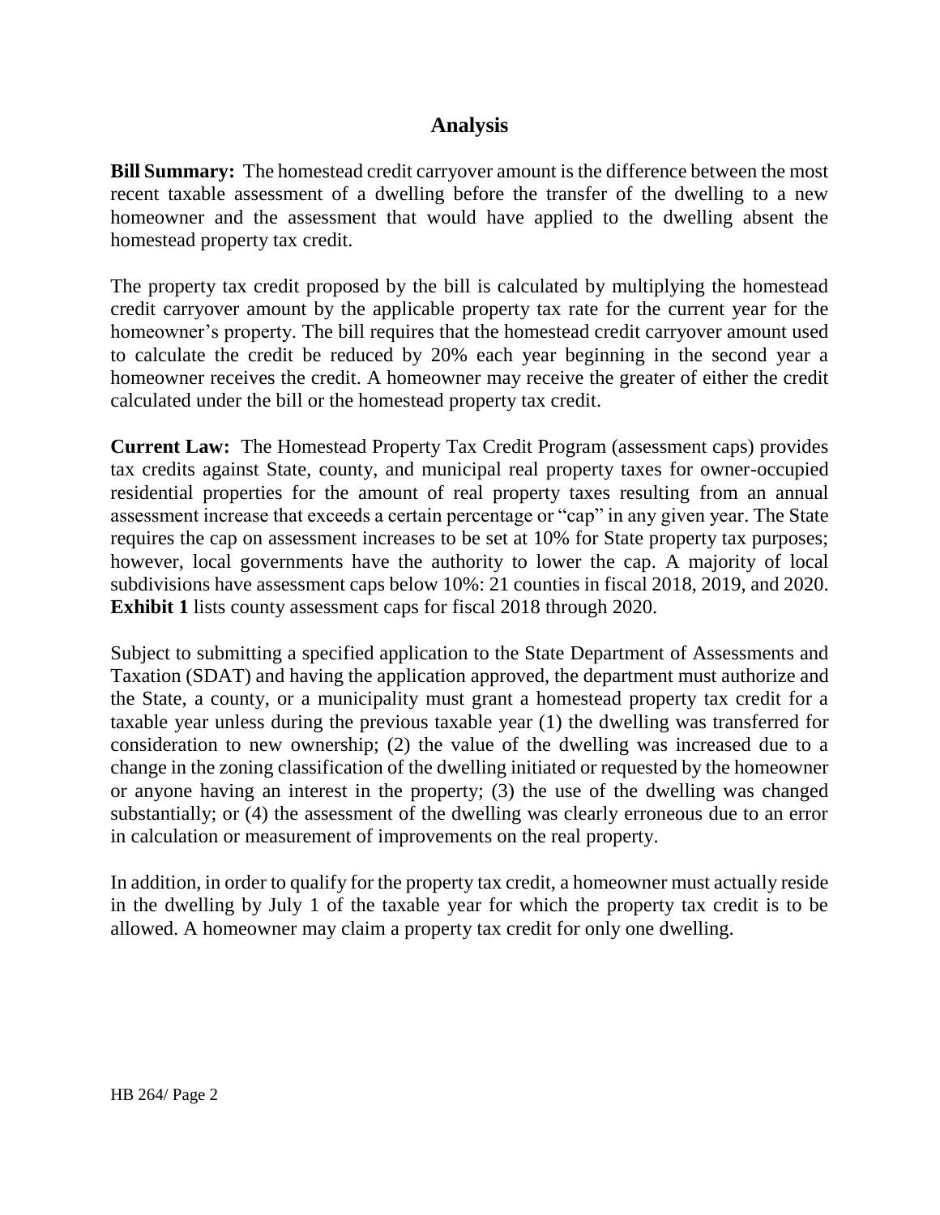## Analysis

**Bill Summary:** The homestead credit carryover amount is the difference between the most recent taxable assessment of a dwelling before the transfer of the dwelling to a new homeowner and the assessment that would have applied to the dwelling absent the homestead property tax credit.

The property tax credit proposed by the bill is calculated by multiplying the homestead credit carryover amount by the applicable property tax rate for the current year for the homeowner's property. The bill requires that the homestead credit carryover amount used to calculate the credit be reduced by 20% each year beginning in the second year a homeowner receives the credit. A homeowner may receive the greater of either the credit calculated under the bill or the homestead property tax credit.

**Current Law:** The Homestead Property Tax Credit Program (assessment caps) provides tax credits against State, county, and municipal real property taxes for owner-occupied residential properties for the amount of real property taxes resulting from an annual assessment increase that exceeds a certain percentage or "cap" in any given year. The State requires the cap on assessment increases to be set at 10% for State property tax purposes; however, local governments have the authority to lower the cap. A majority of local subdivisions have assessment caps below 10%: 21 counties in fiscal 2018, 2019, and 2020. **Exhibit 1** lists county assessment caps for fiscal 2018 through 2020.

Subject to submitting a specified application to the State Department of Assessments and Taxation (SDAT) and having the application approved, the department must authorize and the State, a county, or a municipality must grant a homestead property tax credit for a taxable year unless during the previous taxable year (1) the dwelling was transferred for consideration to new ownership; (2) the value of the dwelling was increased due to a change in the zoning classification of the dwelling initiated or requested by the homeowner or anyone having an interest in the property; (3) the use of the dwelling was changed substantially; or (4) the assessment of the dwelling was clearly erroneous due to an error in calculation or measurement of improvements on the real property.

In addition, in order to qualify for the property tax credit, a homeowner must actually reside in the dwelling by July 1 of the taxable year for which the property tax credit is to be allowed. A homeowner may claim a property tax credit for only one dwelling.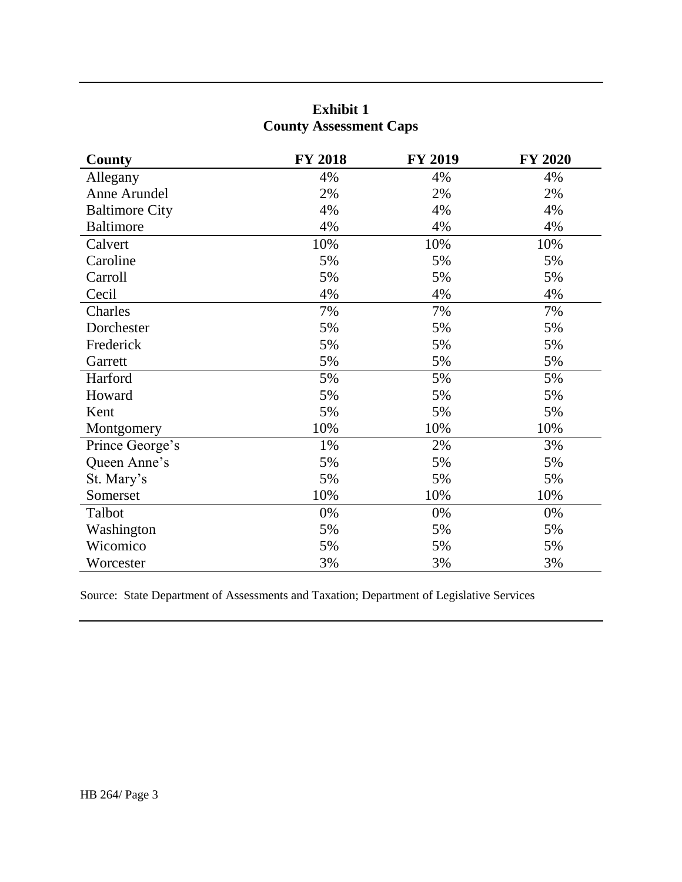**Exhibit 1**
**County Assessment Caps**

| County | FY 2018 | FY 2019 | FY 2020 |
|---|---|---|---|
| Allegany | 4% | 4% | 4% |
| Anne Arundel | 2% | 2% | 2% |
| Baltimore City | 4% | 4% | 4% |
| Baltimore | 4% | 4% | 4% |
| Calvert | 10% | 10% | 10% |
| Caroline | 5% | 5% | 5% |
| Carroll | 5% | 5% | 5% |
| Cecil | 4% | 4% | 4% |
| Charles | 7% | 7% | 7% |
| Dorchester | 5% | 5% | 5% |
| Frederick | 5% | 5% | 5% |
| Garrett | 5% | 5% | 5% |
| Harford | 5% | 5% | 5% |
| Howard | 5% | 5% | 5% |
| Kent | 5% | 5% | 5% |
| Montgomery | 10% | 10% | 10% |
| Prince George's | 1% | 2% | 3% |
| Queen Anne's | 5% | 5% | 5% |
| St. Mary's | 5% | 5% | 5% |
| Somerset | 10% | 10% | 10% |
| Talbot | 0% | 0% | 0% |
| Washington | 5% | 5% | 5% |
| Wicomico | 5% | 5% | 5% |
| Worcester | 3% | 3% | 3% |

Source: State Department of Assessments and Taxation; Department of Legislative Services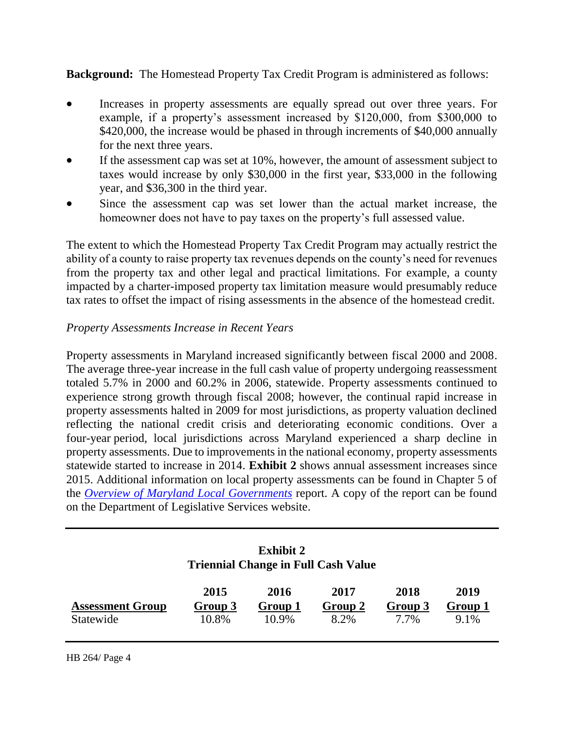**Background:** The Homestead Property Tax Credit Program is administered as follows:

- Increases in property assessments are equally spread out over three years. For example, if a property's assessment increased by $120,000, from $300,000 to $420,000, the increase would be phased in through increments of $40,000 annually for the next three years.
- If the assessment cap was set at 10%, however, the amount of assessment subject to taxes would increase by only $30,000 in the first year, $33,000 in the following year, and $36,300 in the third year.
- Since the assessment cap was set lower than the actual market increase, the homeowner does not have to pay taxes on the property's full assessed value.

The extent to which the Homestead Property Tax Credit Program may actually restrict the ability of a county to raise property tax revenues depends on the county's need for revenues from the property tax and other legal and practical limitations. For example, a county impacted by a charter-imposed property tax limitation measure would presumably reduce tax rates to offset the impact of rising assessments in the absence of the homestead credit.

*Property Assessments Increase in Recent Years*

Property assessments in Maryland increased significantly between fiscal 2000 and 2008. The average three-year increase in the full cash value of property undergoing reassessment totaled 5.7% in 2000 and 60.2% in 2006, statewide. Property assessments continued to experience strong growth through fiscal 2008; however, the continual rapid increase in property assessments halted in 2009 for most jurisdictions, as property valuation declined reflecting the national credit crisis and deteriorating economic conditions. Over a four-year period, local jurisdictions across Maryland experienced a sharp decline in property assessments. Due to improvements in the national economy, property assessments statewide started to increase in 2014. **Exhibit 2** shows annual assessment increases since 2015. Additional information on local property assessments can be found in Chapter 5 of the *Overview of Maryland Local Governments* report. A copy of the report can be found on the Department of Legislative Services website.

**Exhibit 2**
**Triennial Change in Full Cash Value**

| Assessment Group | 2015 Group 3 | 2016 Group 1 | 2017 Group 2 | 2018 Group 3 | 2019 Group 1 |
|---|---|---|---|---|---|
| Statewide | 10.8% | 10.9% | 8.2% | 7.7% | 9.1% |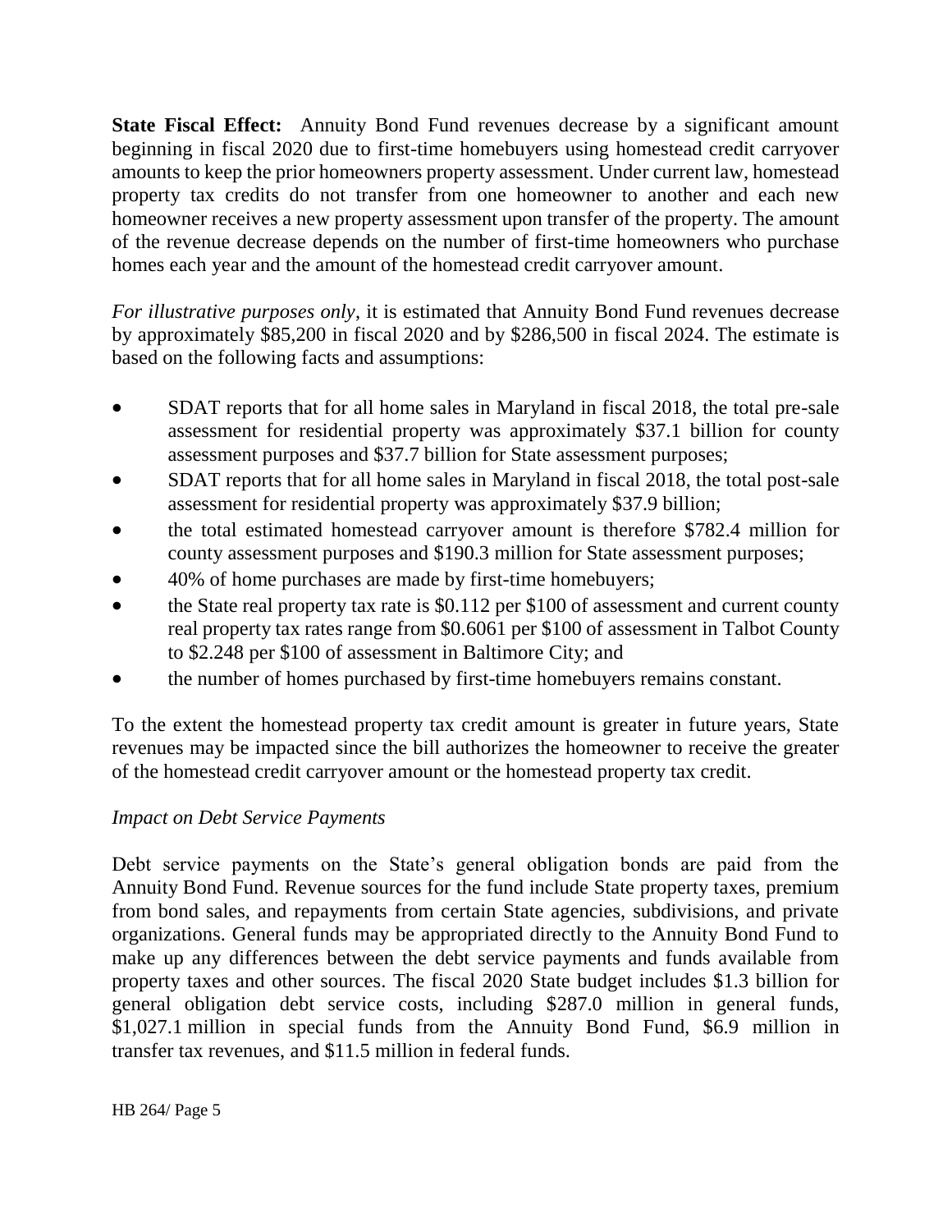**State Fiscal Effect:** Annuity Bond Fund revenues decrease by a significant amount beginning in fiscal 2020 due to first-time homebuyers using homestead credit carryover amounts to keep the prior homeowners property assessment. Under current law, homestead property tax credits do not transfer from one homeowner to another and each new homeowner receives a new property assessment upon transfer of the property. The amount of the revenue decrease depends on the number of first-time homeowners who purchase homes each year and the amount of the homestead credit carryover amount.

*For illustrative purposes only*, it is estimated that Annuity Bond Fund revenues decrease by approximately $85,200 in fiscal 2020 and by $286,500 in fiscal 2024. The estimate is based on the following facts and assumptions:

- SDAT reports that for all home sales in Maryland in fiscal 2018, the total pre-sale assessment for residential property was approximately $37.1 billion for county assessment purposes and $37.7 billion for State assessment purposes;
- SDAT reports that for all home sales in Maryland in fiscal 2018, the total post-sale assessment for residential property was approximately $37.9 billion;
- the total estimated homestead carryover amount is therefore $782.4 million for county assessment purposes and $190.3 million for State assessment purposes;
- 40% of home purchases are made by first-time homebuyers;
- the State real property tax rate is $0.112 per $100 of assessment and current county real property tax rates range from $0.6061 per $100 of assessment in Talbot County to $2.248 per $100 of assessment in Baltimore City; and
- the number of homes purchased by first-time homebuyers remains constant.

To the extent the homestead property tax credit amount is greater in future years, State revenues may be impacted since the bill authorizes the homeowner to receive the greater of the homestead credit carryover amount or the homestead property tax credit.

*Impact on Debt Service Payments*

Debt service payments on the State's general obligation bonds are paid from the Annuity Bond Fund. Revenue sources for the fund include State property taxes, premium from bond sales, and repayments from certain State agencies, subdivisions, and private organizations. General funds may be appropriated directly to the Annuity Bond Fund to make up any differences between the debt service payments and funds available from property taxes and other sources. The fiscal 2020 State budget includes $1.3 billion for general obligation debt service costs, including $287.0 million in general funds, $1,027.1 million in special funds from the Annuity Bond Fund, $6.9 million in transfer tax revenues, and $11.5 million in federal funds.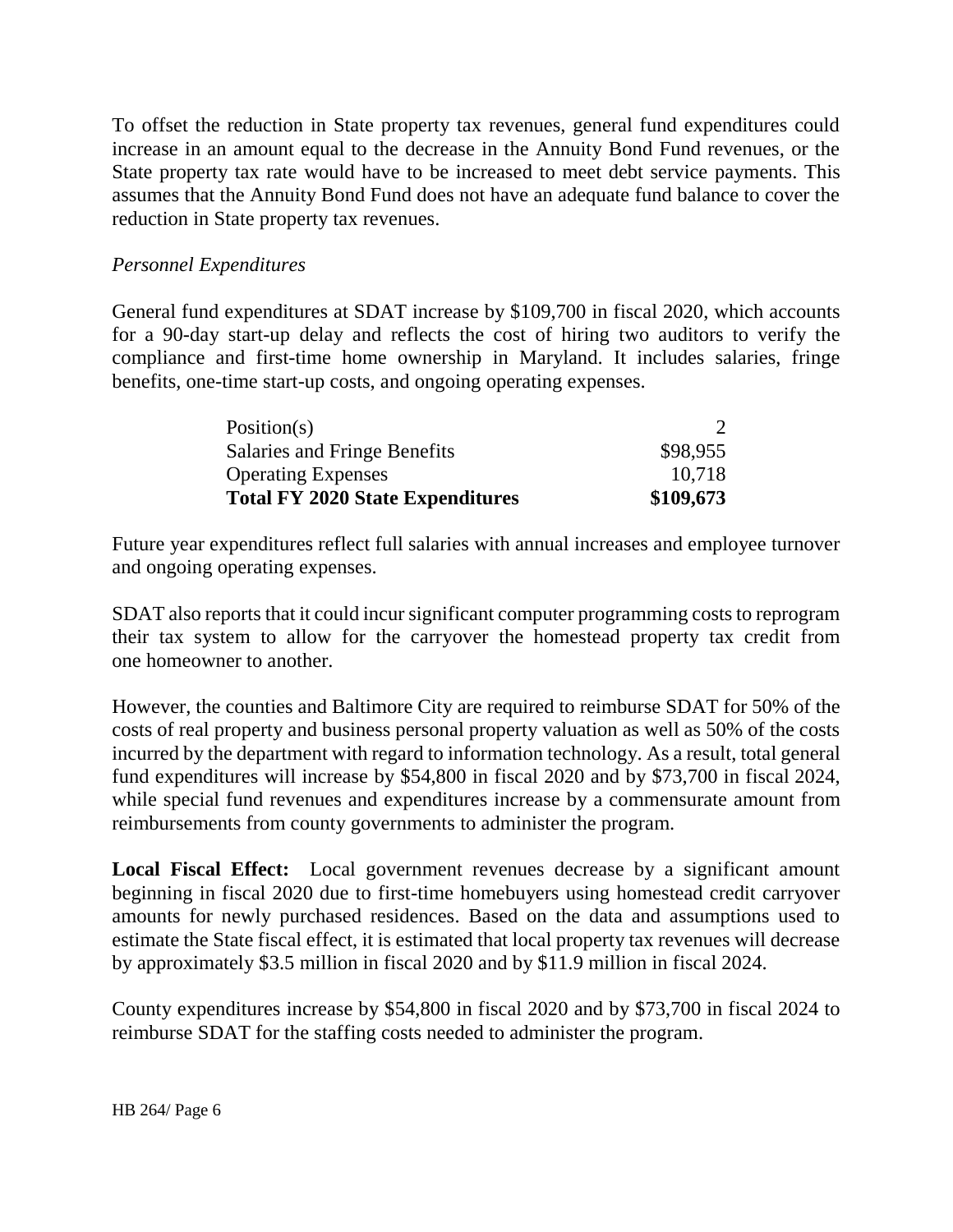To offset the reduction in State property tax revenues, general fund expenditures could increase in an amount equal to the decrease in the Annuity Bond Fund revenues, or the State property tax rate would have to be increased to meet debt service payments. This assumes that the Annuity Bond Fund does not have an adequate fund balance to cover the reduction in State property tax revenues.

*Personnel Expenditures*

General fund expenditures at SDAT increase by $109,700 in fiscal 2020, which accounts for a 90-day start-up delay and reflects the cost of hiring two auditors to verify the compliance and first-time home ownership in Maryland. It includes salaries, fringe benefits, one-time start-up costs, and ongoing operating expenses.

| | |
|---|---|
| Position(s) | 2 |
| Salaries and Fringe Benefits | $98,955 |
| Operating Expenses | 10,718 |
| **Total FY 2020 State Expenditures** | **$109,673** |

Future year expenditures reflect full salaries with annual increases and employee turnover and ongoing operating expenses.

SDAT also reports that it could incur significant computer programming costs to reprogram their tax system to allow for the carryover the homestead property tax credit from one homeowner to another.

However, the counties and Baltimore City are required to reimburse SDAT for 50% of the costs of real property and business personal property valuation as well as 50% of the costs incurred by the department with regard to information technology. As a result, total general fund expenditures will increase by $54,800 in fiscal 2020 and by $73,700 in fiscal 2024, while special fund revenues and expenditures increase by a commensurate amount from reimbursements from county governments to administer the program.

**Local Fiscal Effect:** Local government revenues decrease by a significant amount beginning in fiscal 2020 due to first-time homebuyers using homestead credit carryover amounts for newly purchased residences. Based on the data and assumptions used to estimate the State fiscal effect, it is estimated that local property tax revenues will decrease by approximately $3.5 million in fiscal 2020 and by $11.9 million in fiscal 2024.

County expenditures increase by $54,800 in fiscal 2020 and by $73,700 in fiscal 2024 to reimburse SDAT for the staffing costs needed to administer the program.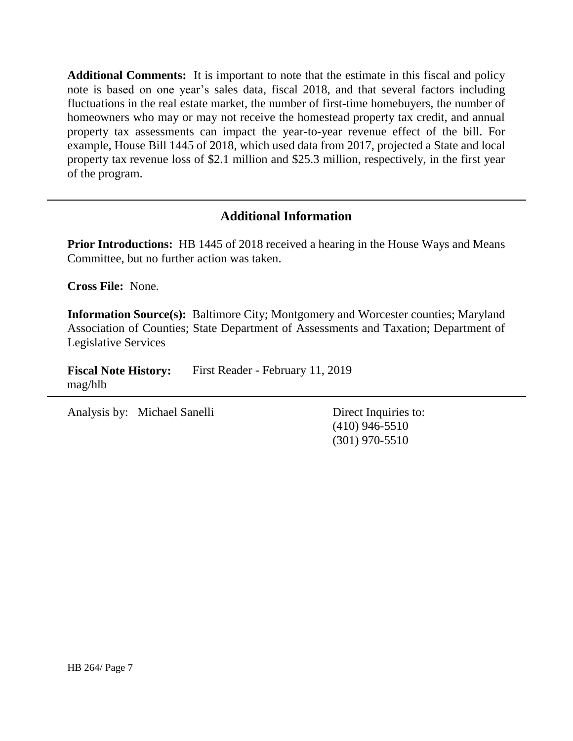**Additional Comments:** It is important to note that the estimate in this fiscal and policy note is based on one year's sales data, fiscal 2018, and that several factors including fluctuations in the real estate market, the number of first-time homebuyers, the number of homeowners who may or may not receive the homestead property tax credit, and annual property tax assessments can impact the year-to-year revenue effect of the bill. For example, House Bill 1445 of 2018, which used data from 2017, projected a State and local property tax revenue loss of $2.1 million and $25.3 million, respectively, in the first year of the program.

---

## Additional Information

**Prior Introductions:** HB 1445 of 2018 received a hearing in the House Ways and Means Committee, but no further action was taken.

**Cross File:** None.

**Information Source(s):** Baltimore City; Montgomery and Worcester counties; Maryland Association of Counties; State Department of Assessments and Taxation; Department of Legislative Services

**Fiscal Note History:** First Reader - February 11, 2019
mag/hlb

---

Analysis by: Michael Sanelli

Direct Inquiries to:
(410) 946-5510
(301) 970-5510